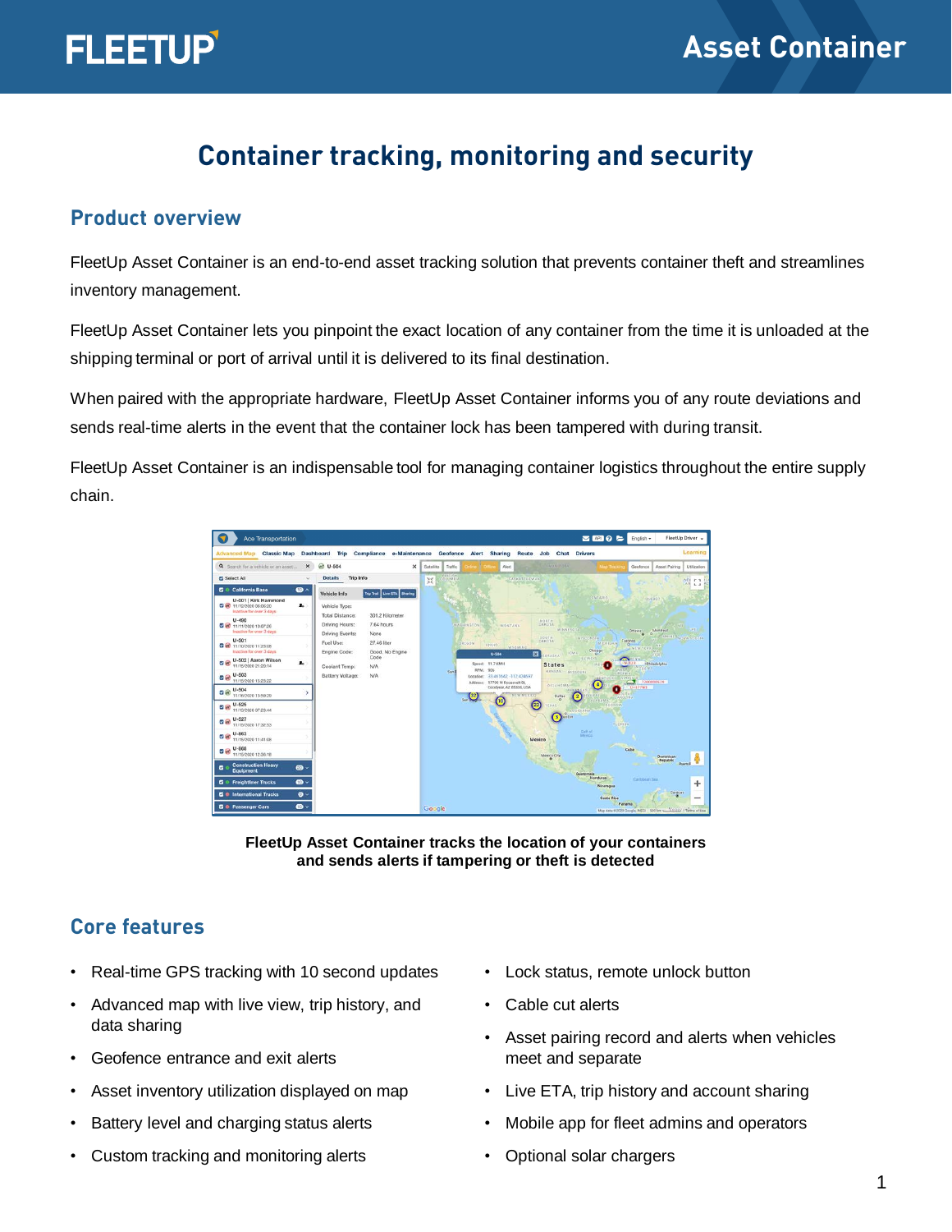# Container tracking, monitoring and security

## Product overview

FleetUp Asset Container is an end-to-end asset tracking solution that prevents container theft and streamlines inventory management.

FleetUp Asset Container lets you pinpoint the exact location of any container from the time it is unloaded at the shipping terminal or port of arrival until it is delivered to its final destination.

When paired with the appropriate hardware, FleetUp Asset Container informs you of any route deviations and sends real-time alerts in the event that the container lock has been tampered with during transit.

FleetUp Asset Container is an indispensable tool for managing container logistics throughout the entire supply chain.

**FleetUp Asset Container tracks the location of your containers and sends alerts if tampering or theft is detected**

## Core features

- Real-time GPS tracking with 10 second updates
- Advanced map with live view, trip history, and data sharing
- Geofence entrance and exit alerts
- Asset inventory utilization displayed on map
- Battery level and charging status alerts
- Custom tracking and monitoring alerts
- Lock status, remote unlock button
- Cable cut alerts
- Asset pairing record and alerts when vehicles meet and separate
- Live ETA, trip history and account sharing
- Mobile app for fleet admins and operators
- Optional solar chargers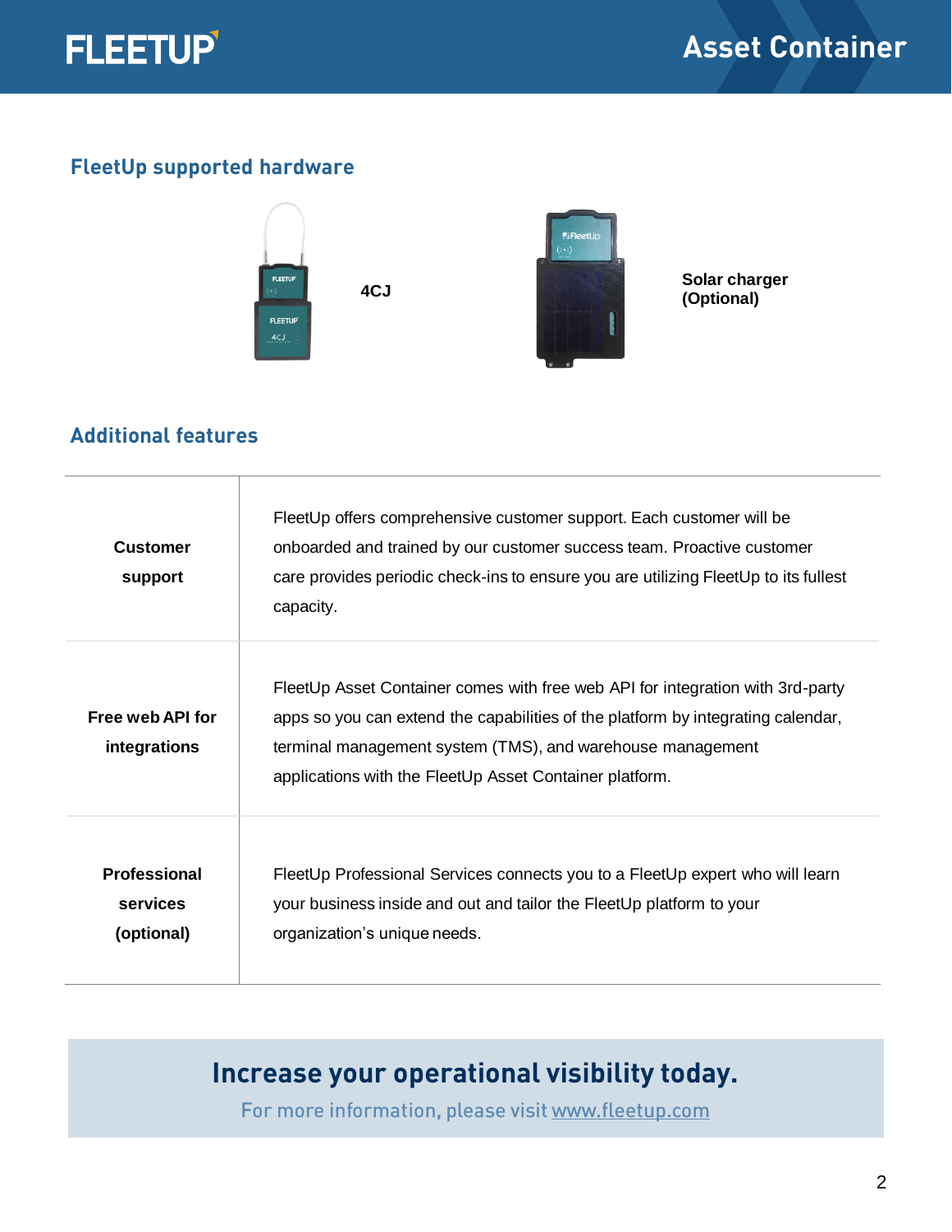## FleetUp supported hardware

**4CJ**

**Solar charger (Optional)**

## Additional features

| | |
|---|---|
| **Customer support** | FleetUp offers comprehensive customer support. Each customer will be onboarded and trained by our customer success team. Proactive customer care provides periodic check-ins to ensure you are utilizing FleetUp to its fullest capacity. |
| **Free web API for integrations** | FleetUp Asset Container comes with free web API for integration with 3rd-party apps so you can extend the capabilities of the platform by integrating calendar, terminal management system (TMS), and warehouse management applications with the FleetUp Asset Container platform. |
| **Professional services (optional)** | FleetUp Professional Services connects you to a FleetUp expert who will learn your business inside and out and tailor the FleetUp platform to your organization's unique needs. |

## Increase your operational visibility today.

For more information, please visit www.fleetup.com